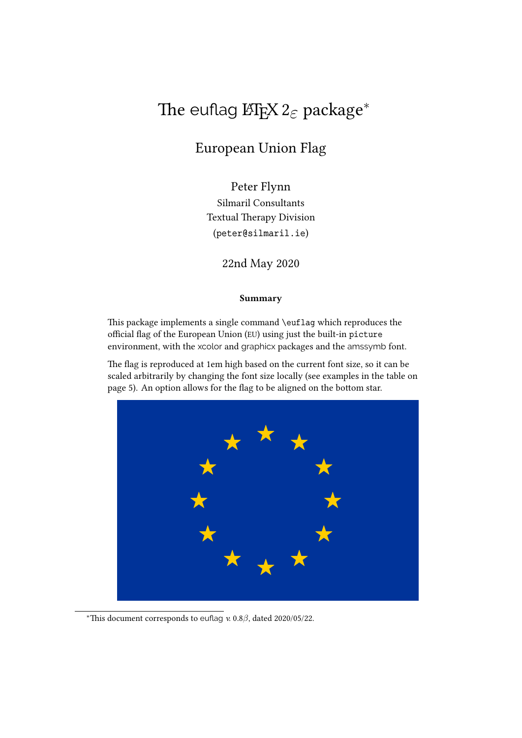# The euflag LaTeX 2ε package*

## European Union Flag

Peter Flynn
Silmaril Consultants
Textual Therapy Division
(peter@silmaril.ie)

22nd May 2020

**Summary**

This package implements a single command `\euflag` which reproduces the official flag of the European Union (EU) using just the built-in `picture` environment, with the xcolor and graphicx packages and the amssymb font.

The flag is reproduced at 1em high based on the current font size, so it can be scaled arbitrarily by changing the font size locally (see examples in the table on page 5). An option allows for the flag to be aligned on the bottom star.

*This document corresponds to euflag *v.* 0.8$\beta$, dated 2020/05/22.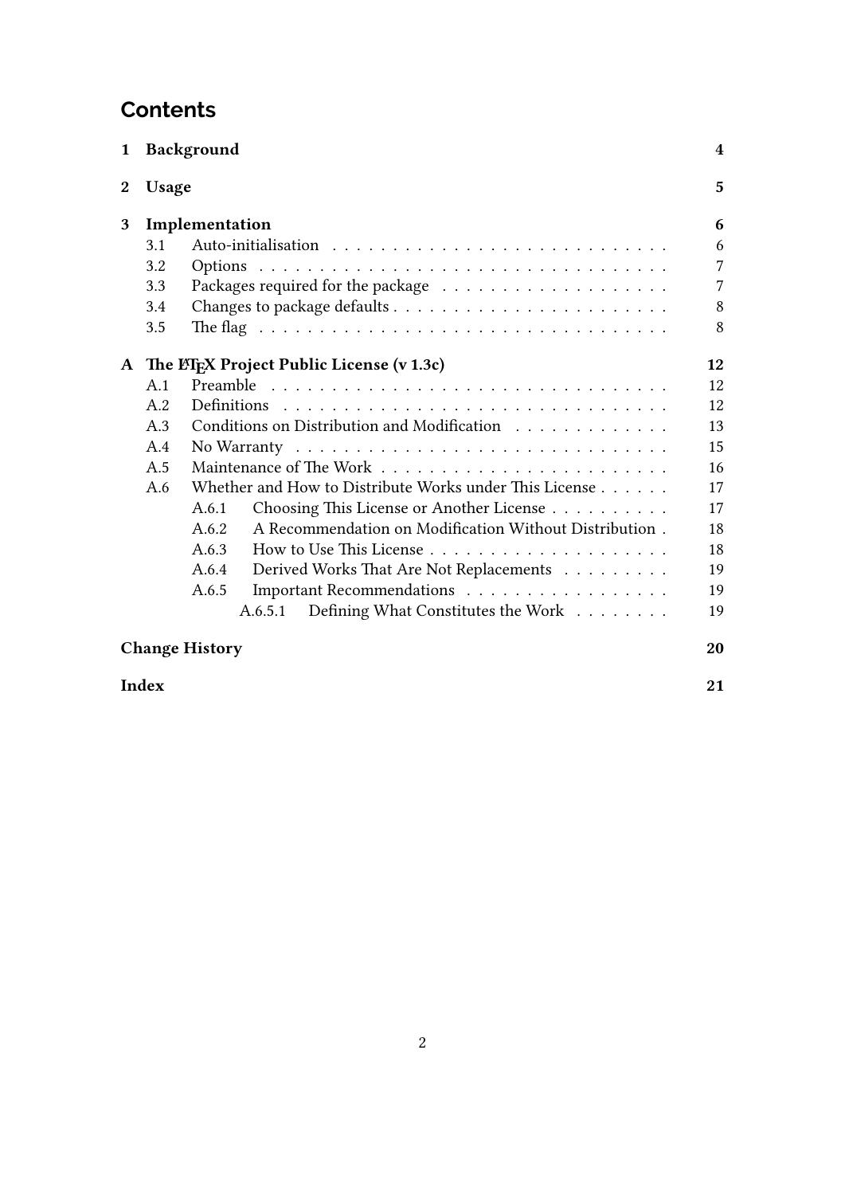# Contents

| | | | |
|---|---|---|---|
| **1** | **Background** | | **4** |
| **2** | **Usage** | | **5** |
| **3** | **Implementation** | | **6** |
| | 3.1 | Auto-initialisation | 6 |
| | 3.2 | Options | 7 |
| | 3.3 | Packages required for the package | 7 |
| | 3.4 | Changes to package defaults | 8 |
| | 3.5 | The flag | 8 |
| **A** | **The LaTeX Project Public License (v 1.3c)** | | **12** |
| | A.1 | Preamble | 12 |
| | A.2 | Definitions | 12 |
| | A.3 | Conditions on Distribution and Modification | 13 |
| | A.4 | No Warranty | 15 |
| | A.5 | Maintenance of The Work | 16 |
| | A.6 | Whether and How to Distribute Works under This License | 17 |
| | | A.6.1 Choosing This License or Another License | 17 |
| | | A.6.2 A Recommendation on Modification Without Distribution | 18 |
| | | A.6.3 How to Use This License | 18 |
| | | A.6.4 Derived Works That Are Not Replacements | 19 |
| | | A.6.5 Important Recommendations | 19 |
| | | A.6.5.1 Defining What Constitutes the Work | 19 |
| | **Change History** | | **20** |
| | **Index** | | **21** |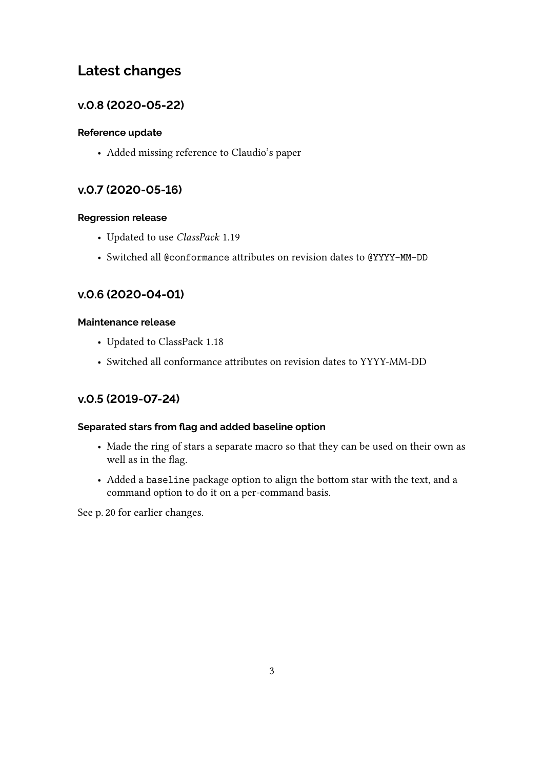# Latest changes

## v.0.8 (2020-05-22)

### Reference update

- Added missing reference to Claudio's paper

## v.0.7 (2020-05-16)

### Regression release

- Updated to use *ClassPack* 1.19
- Switched all `@conformance` attributes on revision dates to `@YYYY-MM-DD`

## v.0.6 (2020-04-01)

### Maintenance release

- Updated to ClassPack 1.18
- Switched all conformance attributes on revision dates to YYYY-MM-DD

## v.0.5 (2019-07-24)

### Separated stars from flag and added baseline option

- Made the ring of stars a separate macro so that they can be used on their own as well as in the flag.
- Added a `baseline` package option to align the bottom star with the text, and a command option to do it on a per-command basis.

See p. 20 for earlier changes.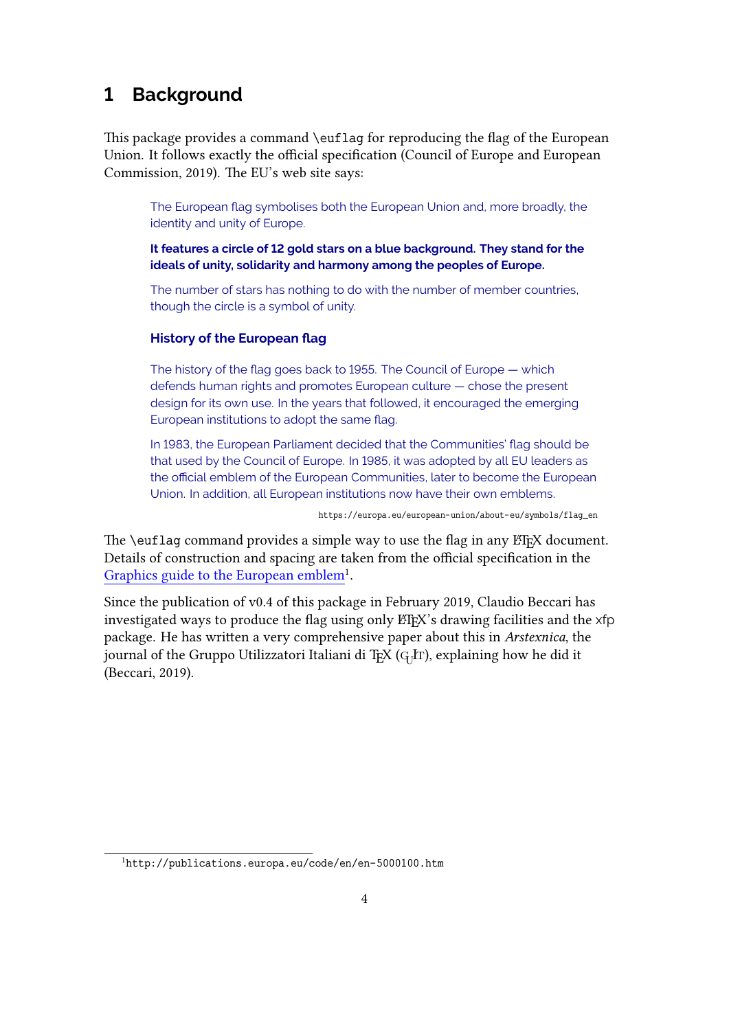# 1 Background

This package provides a command `\euflag` for reproducing the flag of the European Union. It follows exactly the official specification (Council of Europe and European Commission, 2019). The EU's web site says:

> The European flag symbolises both the European Union and, more broadly, the identity and unity of Europe.
>
> **It features a circle of 12 gold stars on a blue background. They stand for the ideals of unity, solidarity and harmony among the peoples of Europe.**
>
> The number of stars has nothing to do with the number of member countries, though the circle is a symbol of unity.
>
> **History of the European flag**
>
> The history of the flag goes back to 1955. The Council of Europe — which defends human rights and promotes European culture — chose the present design for its own use. In the years that followed, it encouraged the emerging European institutions to adopt the same flag.
>
> In 1983, the European Parliament decided that the Communities' flag should be that used by the Council of Europe. In 1985, it was adopted by all EU leaders as the official emblem of the European Communities, later to become the European Union. In addition, all European institutions now have their own emblems.
>
> `https://europa.eu/european-union/about-eu/symbols/flag_en`

The `\euflag` command provides a simple way to use the flag in any LaTeX document. Details of construction and spacing are taken from the official specification in the Graphics guide to the European emblem[1].

Since the publication of v0.4 of this package in February 2019, Claudio Beccari has investigated ways to produce the flag using only LaTeX's drawing facilities and the xfp package. He has written a very comprehensive paper about this in *Arstexnica*, the journal of the Gruppo Utilizzatori Italiani di TeX (GuIT), explaining how he did it (Beccari, 2019).

[1] `http://publications.europa.eu/code/en/en-5000100.htm`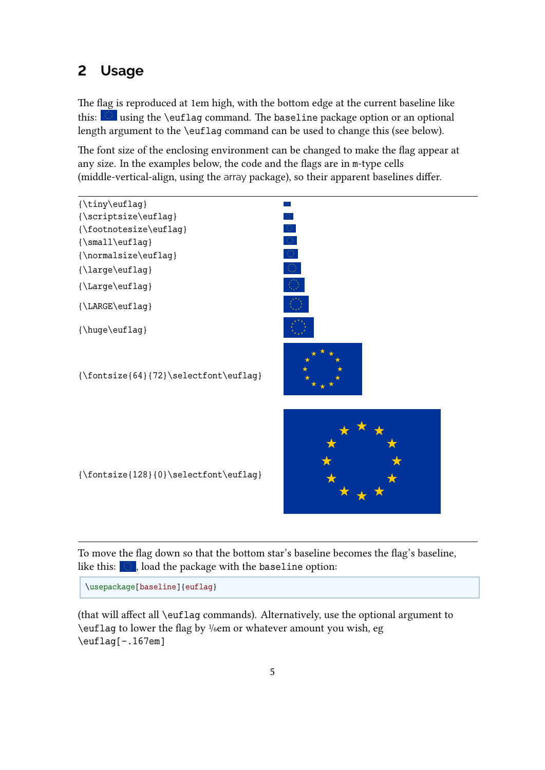## 2 Usage

The flag is reproduced at 1em high, with the bottom edge at the current baseline like this: using the `\euflag` command. The `baseline` package option or an optional length argument to the `\euflag` command can be used to change this (see below).

The font size of the enclosing environment can be changed to make the flag appear at any size. In the examples below, the code and the flags are in `m`-type cells (middle-vertical-align, using the array package), so their apparent baselines differ.

| | |
|---|---|
| `{\tiny\euflag}` | |
| `{\scriptsize\euflag}` | |
| `{\footnotesize\euflag}` | |
| `{\small\euflag}` | |
| `{\normalsize\euflag}` | |
| `{\large\euflag}` | |
| `{\Large\euflag}` | |
| `{\LARGE\euflag}` | |
| `{\huge\euflag}` | |
| `{\fontsize{64}{72}\selectfont\euflag}` | |
| `{\fontsize{128}{0}\selectfont\euflag}` | |

To move the flag down so that the bottom star's baseline becomes the flag's baseline, like this: , load the package with the `baseline` option:

```
\usepackage[baseline]{euflag}
```

(that will affect all `\euflag` commands). Alternatively, use the optional argument to `\euflag` to lower the flag by ⅙em or whatever amount you wish, eg `\euflag[-.167em]`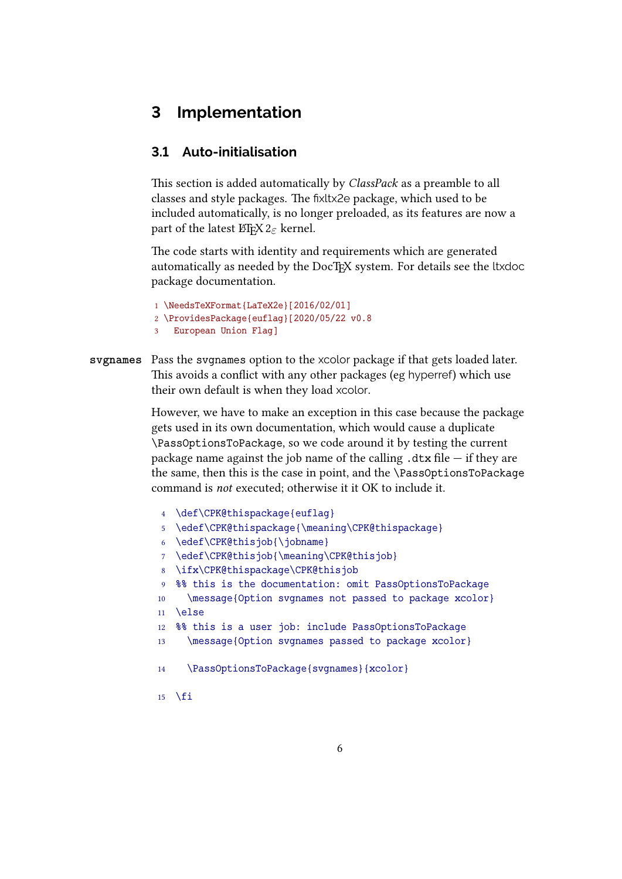## 3 Implementation

### 3.1 Auto-initialisation

This section is added automatically by *ClassPack* as a preamble to all classes and style packages. The fixltx2e package, which used to be included automatically, is no longer preloaded, as its features are now a part of the latest LaTeX $2_\varepsilon$ kernel.

The code starts with identity and requirements which are generated automatically as needed by the DocTeX system. For details see the ltxdoc package documentation.

```
1 \NeedsTeXFormat{LaTeX2e}[2016/02/01]
2 \ProvidesPackage{euflag}[2020/05/22 v0.8
3   European Union Flag]
```

**svgnames** Pass the svgnames option to the xcolor package if that gets loaded later. This avoids a conflict with any other packages (eg hyperref) which use their own default is when they load xcolor.

However, we have to make an exception in this case because the package gets used in its own documentation, which would cause a duplicate `\PassOptionsToPackage`, so we code around it by testing the current package name against the job name of the calling `.dtx` file — if they are the same, then this is the case in point, and the `\PassOptionsToPackage` command is *not* executed; otherwise it it OK to include it.

```
4 \def\CPK@thispackage{euflag}
5 \edef\CPK@thispackage{\meaning\CPK@thispackage}
6 \edef\CPK@thisjob{\jobname}
7 \edef\CPK@thisjob{\meaning\CPK@thisjob}
8 \ifx\CPK@thispackage\CPK@thisjob
9 %% this is the documentation: omit PassOptionsToPackage
10   \message{Option svgnames not passed to package xcolor}
11 \else
12 %% this is a user job: include PassOptionsToPackage
13   \message{Option svgnames passed to package xcolor}

14   \PassOptionsToPackage{svgnames}{xcolor}

15 \fi
```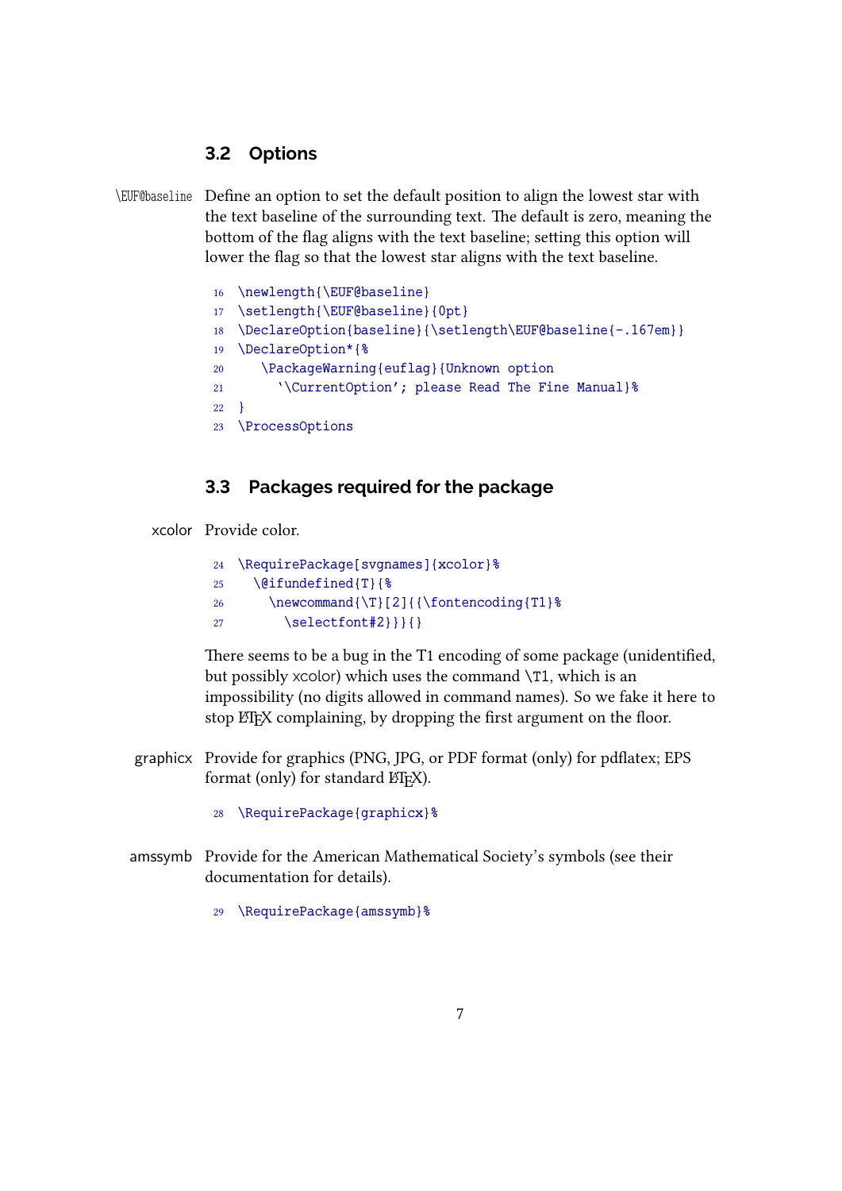### 3.2 Options

\EUF@baseline Define an option to set the default position to align the lowest star with the text baseline of the surrounding text. The default is zero, meaning the bottom of the flag aligns with the text baseline; setting this option will lower the flag so that the lowest star aligns with the text baseline.

```
16 \newlength{\EUF@baseline}
17 \setlength{\EUF@baseline}{0pt}
18 \DeclareOption{baseline}{\setlength\EUF@baseline{-.167em}}
19 \DeclareOption*{%
20   \PackageWarning{euflag}{Unknown option
21     '\CurrentOption'; please Read The Fine Manual}%
22 }
23 \ProcessOptions
```

### 3.3 Packages required for the package

xcolor Provide color.

```
24 \RequirePackage[svgnames]{xcolor}%
25   \@ifundefined{T}{%
26     \newcommand{\T}[2]{{\fontencoding{T1}%
27       \selectfont#2}}}{}
```

There seems to be a bug in the T1 encoding of some package (unidentified, but possibly xcolor) which uses the command \T1, which is an impossibility (no digits allowed in command names). So we fake it here to stop LaTeX complaining, by dropping the first argument on the floor.

graphicx Provide for graphics (PNG, JPG, or PDF format (only) for pdflatex; EPS format (only) for standard LaTeX).

```
28 \RequirePackage{graphicx}%
```

amssymb Provide for the American Mathematical Society's symbols (see their documentation for details).

```
29 \RequirePackage{amssymb}%
```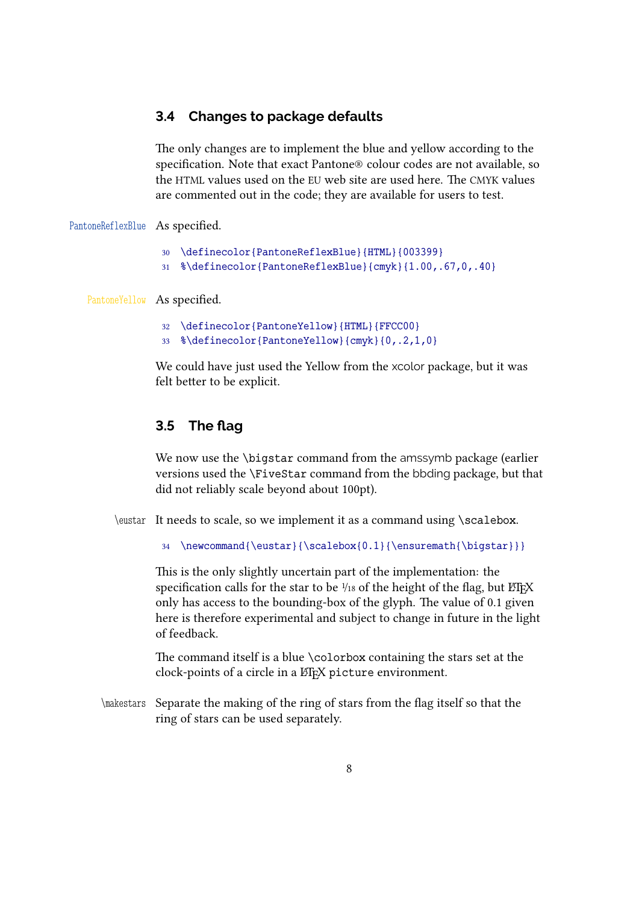## 3.4 Changes to package defaults

The only changes are to implement the blue and yellow according to the specification. Note that exact Pantone® colour codes are not available, so the HTML values used on the EU web site are used here. The CMYK values are commented out in the code; they are available for users to test.

PantoneReflexBlue As specified.

```
30 \definecolor{PantoneReflexBlue}{HTML}{003399}
31 %\definecolor{PantoneReflexBlue}{cmyk}{1.00,.67,0,.40}
```

PantoneYellow As specified.

```
32 \definecolor{PantoneYellow}{HTML}{FFCC00}
33 %\definecolor{PantoneYellow}{cmyk}{0,.2,1,0}
```

We could have just used the Yellow from the xcolor package, but it was felt better to be explicit.

## 3.5 The flag

We now use the `\bigstar` command from the amssymb package (earlier versions used the `\FiveStar` command from the bbding package, but that did not reliably scale beyond about 100pt).

\eustar It needs to scale, so we implement it as a command using `\scalebox`.

```
34 \newcommand{\eustar}{\scalebox{0.1}{\ensuremath{\bigstar}}}
```

This is the only slightly uncertain part of the implementation: the specification calls for the star to be 1/18 of the height of the flag, but LaTeX only has access to the bounding-box of the glyph. The value of 0.1 given here is therefore experimental and subject to change in future in the light of feedback.

The command itself is a blue `\colorbox` containing the stars set at the clock-points of a circle in a LaTeX `picture` environment.

\makestars Separate the making of the ring of stars from the flag itself so that the ring of stars can be used separately.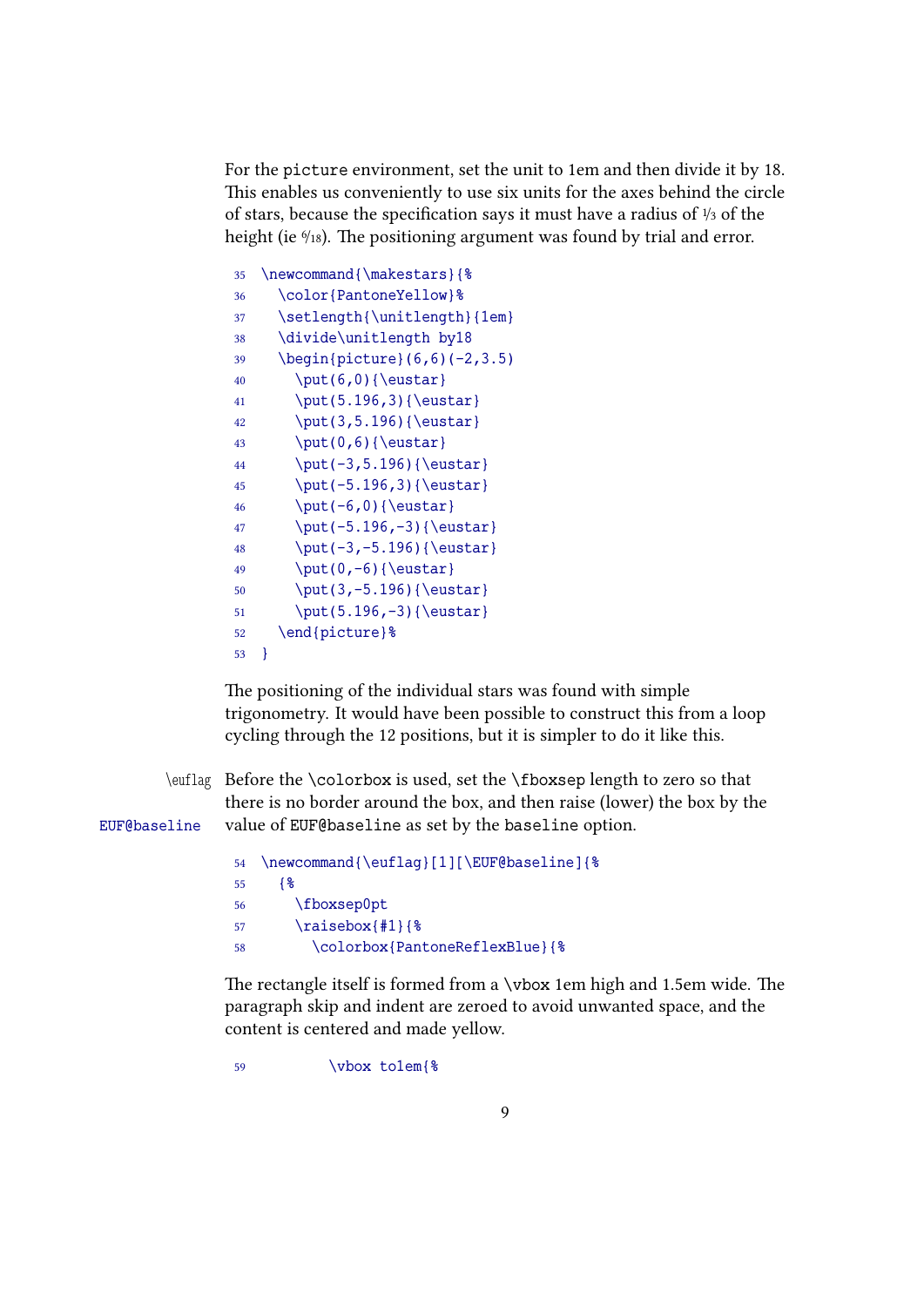For the picture environment, set the unit to 1em and then divide it by 18. This enables us conveniently to use six units for the axes behind the circle of stars, because the specification says it must have a radius of ⅓ of the height (ie 6/18). The positioning argument was found by trial and error.

```
35 \newcommand{\makestars}{%
36   \color{PantoneYellow}%
37   \setlength{\unitlength}{1em}
38   \divide\unitlength by18
39   \begin{picture}(6,6)(-2,3.5)
40     \put(6,0){\eustar}
41     \put(5.196,3){\eustar}
42     \put(3,5.196){\eustar}
43     \put(0,6){\eustar}
44     \put(-3,5.196){\eustar}
45     \put(-5.196,3){\eustar}
46     \put(-6,0){\eustar}
47     \put(-5.196,-3){\eustar}
48     \put(-3,-5.196){\eustar}
49     \put(0,-6){\eustar}
50     \put(3,-5.196){\eustar}
51     \put(5.196,-3){\eustar}
52   \end{picture}%
53 }
```

The positioning of the individual stars was found with simple trigonometry. It would have been possible to construct this from a loop cycling through the 12 positions, but it is simpler to do it like this.

\euflag EUF@baseline Before the \colorbox is used, set the \fboxsep length to zero so that there is no border around the box, and then raise (lower) the box by the value of EUF@baseline as set by the baseline option.

```
54 \newcommand{\euflag}[1][\EUF@baseline]{%
55   {%
56     \fboxsep0pt
57     \raisebox{#1}{%
58       \colorbox{PantoneReflexBlue}{%
```

The rectangle itself is formed from a \vbox 1em high and 1.5em wide. The paragraph skip and indent are zeroed to avoid unwanted space, and the content is centered and made yellow.

```
59         \vbox to1em{%
```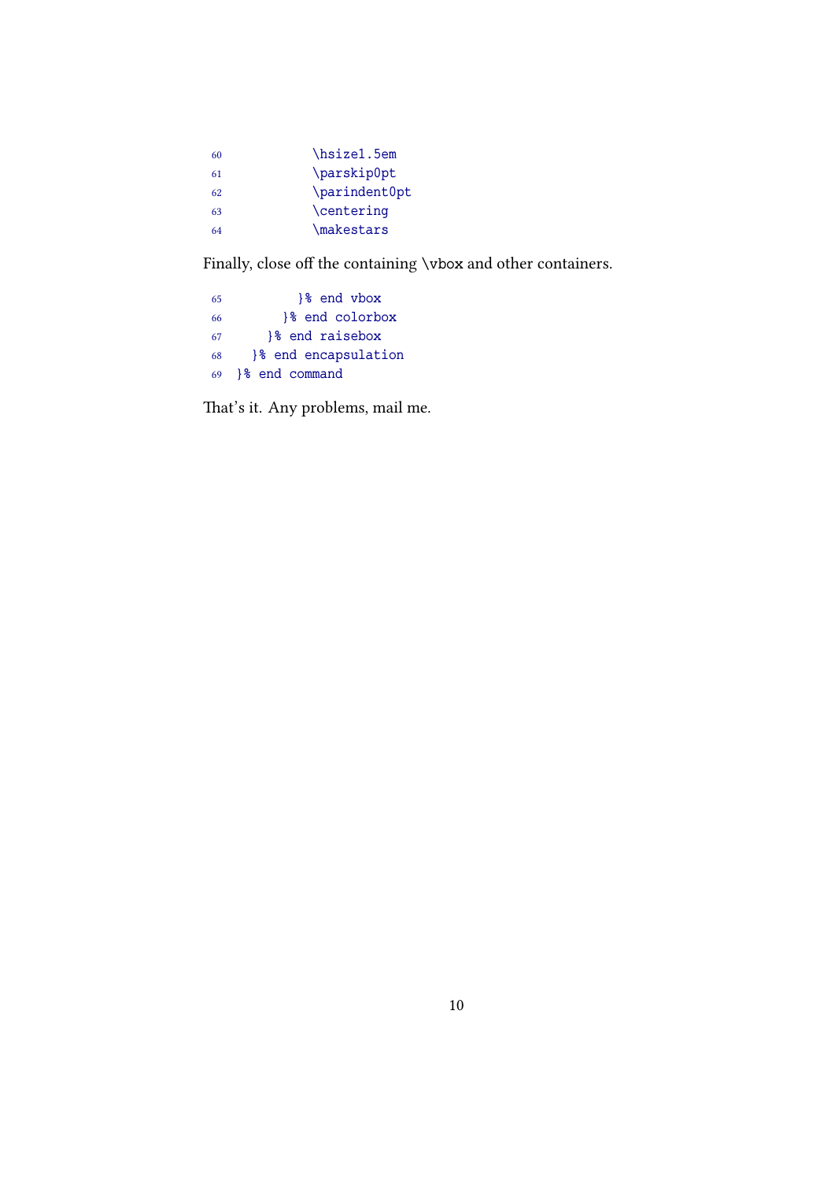```
60          \hsize1.5em
61          \parskip0pt
62          \parindent0pt
63          \centering
64          \makestars
```

Finally, close off the containing \vbox and other containers.

```
65        }% end vbox
66      }% end colorbox
67    }% end raisebox
68  }% end encapsulation
69 }% end command
```

That's it. Any problems, mail me.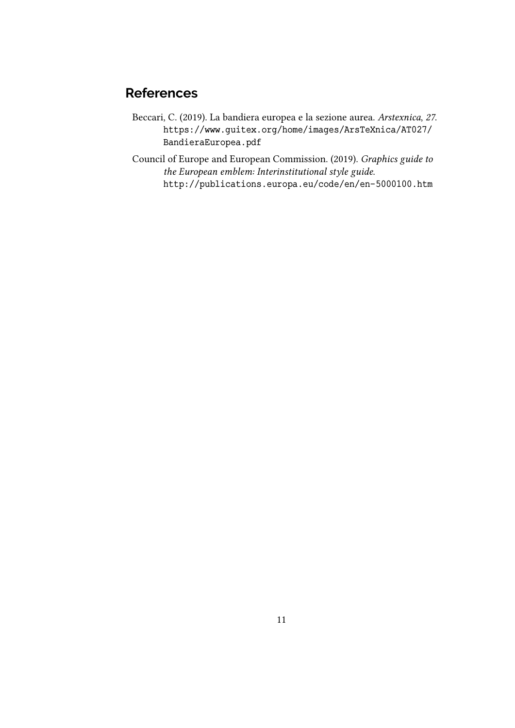## References

Beccari, C. (2019). La bandiera europea e la sezione aurea. *Arstexnica*, *27*. https://www.guitex.org/home/images/ArsTeXnica/AT027/BandieraEuropea.pdf

Council of Europe and European Commission. (2019). *Graphics guide to the European emblem: Interinstitutional style guide*. http://publications.europa.eu/code/en/en-5000100.htm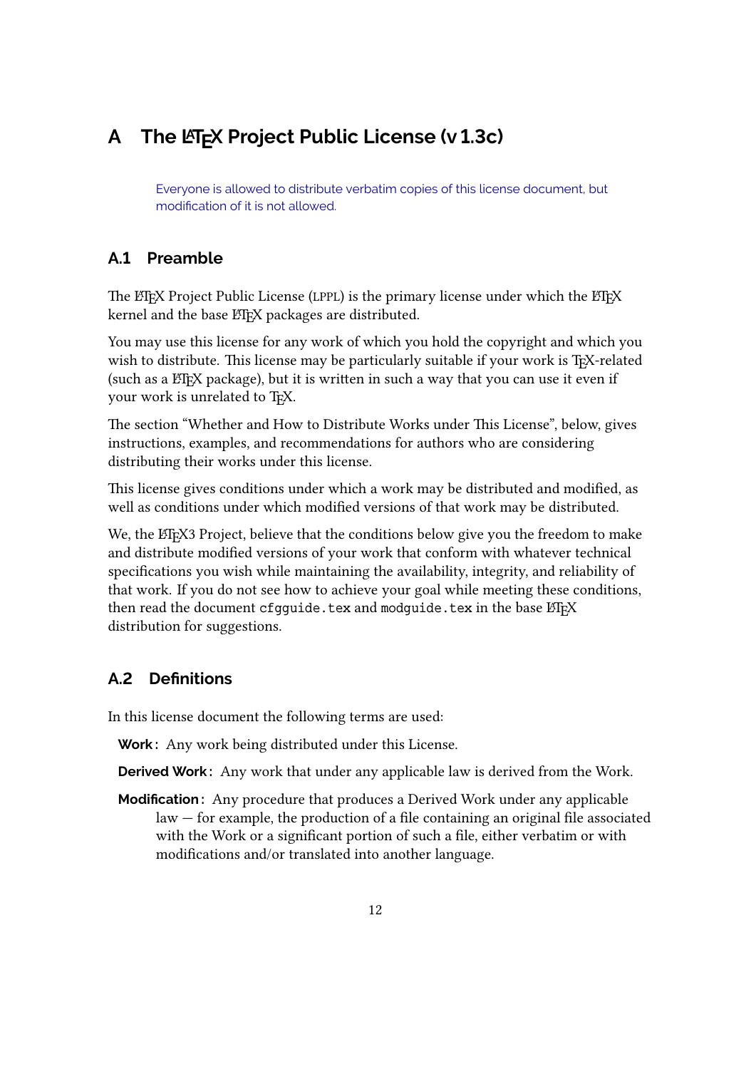# A The LaTeX Project Public License (v 1.3c)

Everyone is allowed to distribute verbatim copies of this license document, but modification of it is not allowed.

## A.1 Preamble

The LaTeX Project Public License (LPPL) is the primary license under which the LaTeX kernel and the base LaTeX packages are distributed.

You may use this license for any work of which you hold the copyright and which you wish to distribute. This license may be particularly suitable if your work is TeX-related (such as a LaTeX package), but it is written in such a way that you can use it even if your work is unrelated to TeX.

The section "Whether and How to Distribute Works under This License", below, gives instructions, examples, and recommendations for authors who are considering distributing their works under this license.

This license gives conditions under which a work may be distributed and modified, as well as conditions under which modified versions of that work may be distributed.

We, the LaTeX3 Project, believe that the conditions below give you the freedom to make and distribute modified versions of your work that conform with whatever technical specifications you wish while maintaining the availability, integrity, and reliability of that work. If you do not see how to achieve your goal while meeting these conditions, then read the document `cfgguide.tex` and `modguide.tex` in the base LaTeX distribution for suggestions.

## A.2 Definitions

In this license document the following terms are used:

**Work:** Any work being distributed under this License.

**Derived Work:** Any work that under any applicable law is derived from the Work.

**Modification:** Any procedure that produces a Derived Work under any applicable law — for example, the production of a file containing an original file associated with the Work or a significant portion of such a file, either verbatim or with modifications and/or translated into another language.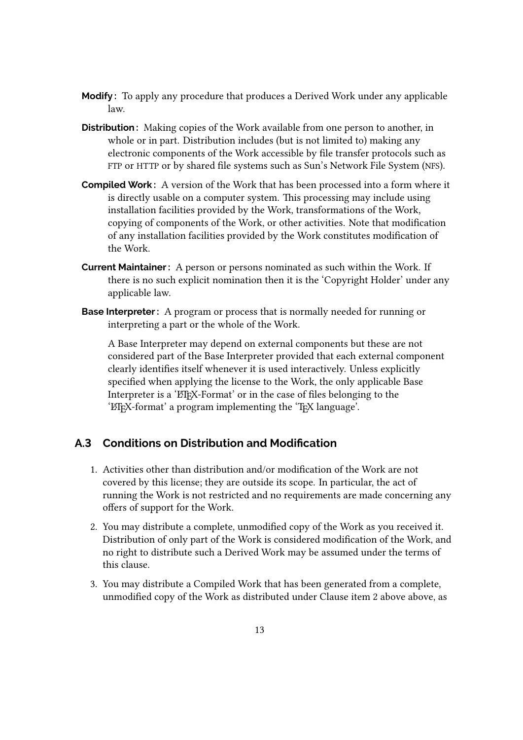**Modify:** To apply any procedure that produces a Derived Work under any applicable law.

**Distribution:** Making copies of the Work available from one person to another, in whole or in part. Distribution includes (but is not limited to) making any electronic components of the Work accessible by file transfer protocols such as FTP or HTTP or by shared file systems such as Sun's Network File System (NFS).

**Compiled Work:** A version of the Work that has been processed into a form where it is directly usable on a computer system. This processing may include using installation facilities provided by the Work, transformations of the Work, copying of components of the Work, or other activities. Note that modification of any installation facilities provided by the Work constitutes modification of the Work.

**Current Maintainer:** A person or persons nominated as such within the Work. If there is no such explicit nomination then it is the 'Copyright Holder' under any applicable law.

**Base Interpreter:** A program or process that is normally needed for running or interpreting a part or the whole of the Work.

A Base Interpreter may depend on external components but these are not considered part of the Base Interpreter provided that each external component clearly identifies itself whenever it is used interactively. Unless explicitly specified when applying the license to the Work, the only applicable Base Interpreter is a 'LaTeX-Format' or in the case of files belonging to the 'LaTeX-format' a program implementing the 'TeX language'.

## A.3 Conditions on Distribution and Modification

1. Activities other than distribution and/or modification of the Work are not covered by this license; they are outside its scope. In particular, the act of running the Work is not restricted and no requirements are made concerning any offers of support for the Work.
2. You may distribute a complete, unmodified copy of the Work as you received it. Distribution of only part of the Work is considered modification of the Work, and no right to distribute such a Derived Work may be assumed under the terms of this clause.
3. You may distribute a Compiled Work that has been generated from a complete, unmodified copy of the Work as distributed under Clause item 2 above above, as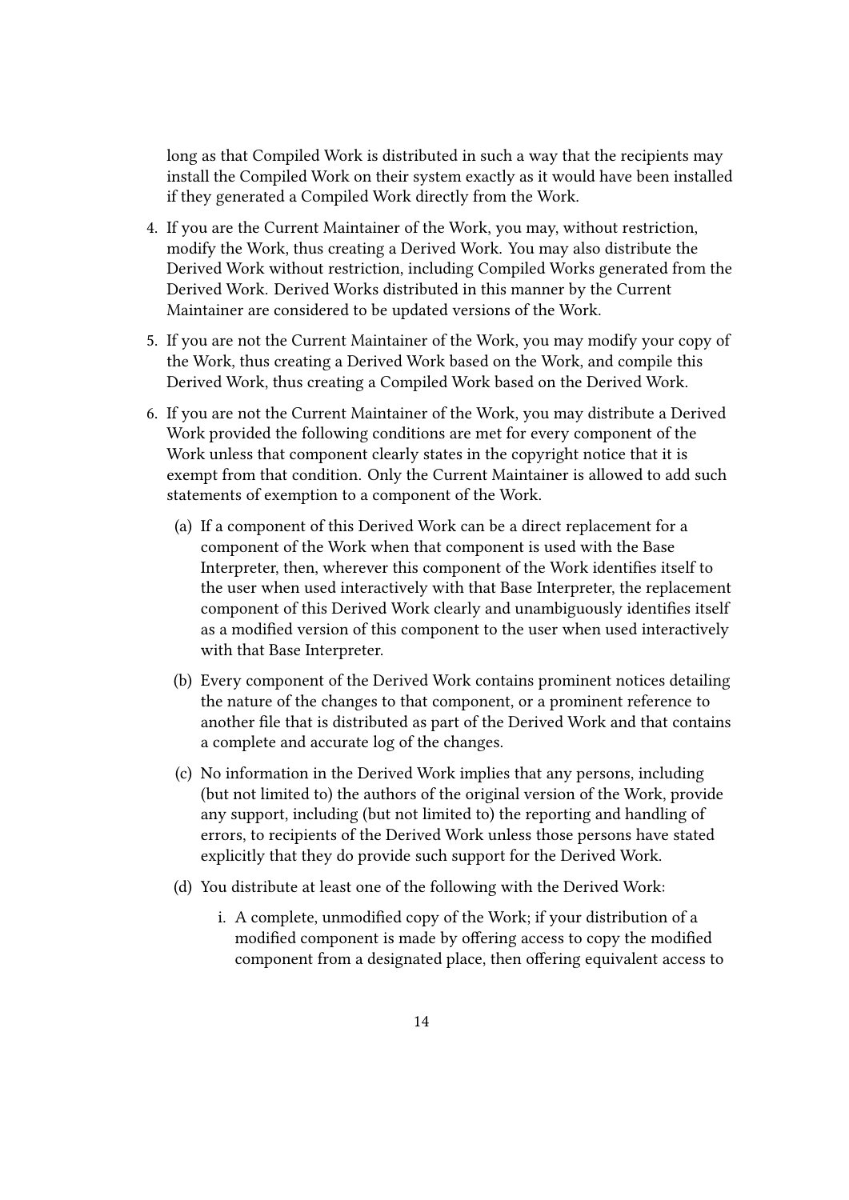long as that Compiled Work is distributed in such a way that the recipients may install the Compiled Work on their system exactly as it would have been installed if they generated a Compiled Work directly from the Work.

4. If you are the Current Maintainer of the Work, you may, without restriction, modify the Work, thus creating a Derived Work. You may also distribute the Derived Work without restriction, including Compiled Works generated from the Derived Work. Derived Works distributed in this manner by the Current Maintainer are considered to be updated versions of the Work.

5. If you are not the Current Maintainer of the Work, you may modify your copy of the Work, thus creating a Derived Work based on the Work, and compile this Derived Work, thus creating a Compiled Work based on the Derived Work.

6. If you are not the Current Maintainer of the Work, you may distribute a Derived Work provided the following conditions are met for every component of the Work unless that component clearly states in the copyright notice that it is exempt from that condition. Only the Current Maintainer is allowed to add such statements of exemption to a component of the Work.

   (a) If a component of this Derived Work can be a direct replacement for a component of the Work when that component is used with the Base Interpreter, then, wherever this component of the Work identifies itself to the user when used interactively with that Base Interpreter, the replacement component of this Derived Work clearly and unambiguously identifies itself as a modified version of this component to the user when used interactively with that Base Interpreter.

   (b) Every component of the Derived Work contains prominent notices detailing the nature of the changes to that component, or a prominent reference to another file that is distributed as part of the Derived Work and that contains a complete and accurate log of the changes.

   (c) No information in the Derived Work implies that any persons, including (but not limited to) the authors of the original version of the Work, provide any support, including (but not limited to) the reporting and handling of errors, to recipients of the Derived Work unless those persons have stated explicitly that they do provide such support for the Derived Work.

   (d) You distribute at least one of the following with the Derived Work:

      i. A complete, unmodified copy of the Work; if your distribution of a modified component is made by offering access to copy the modified component from a designated place, then offering equivalent access to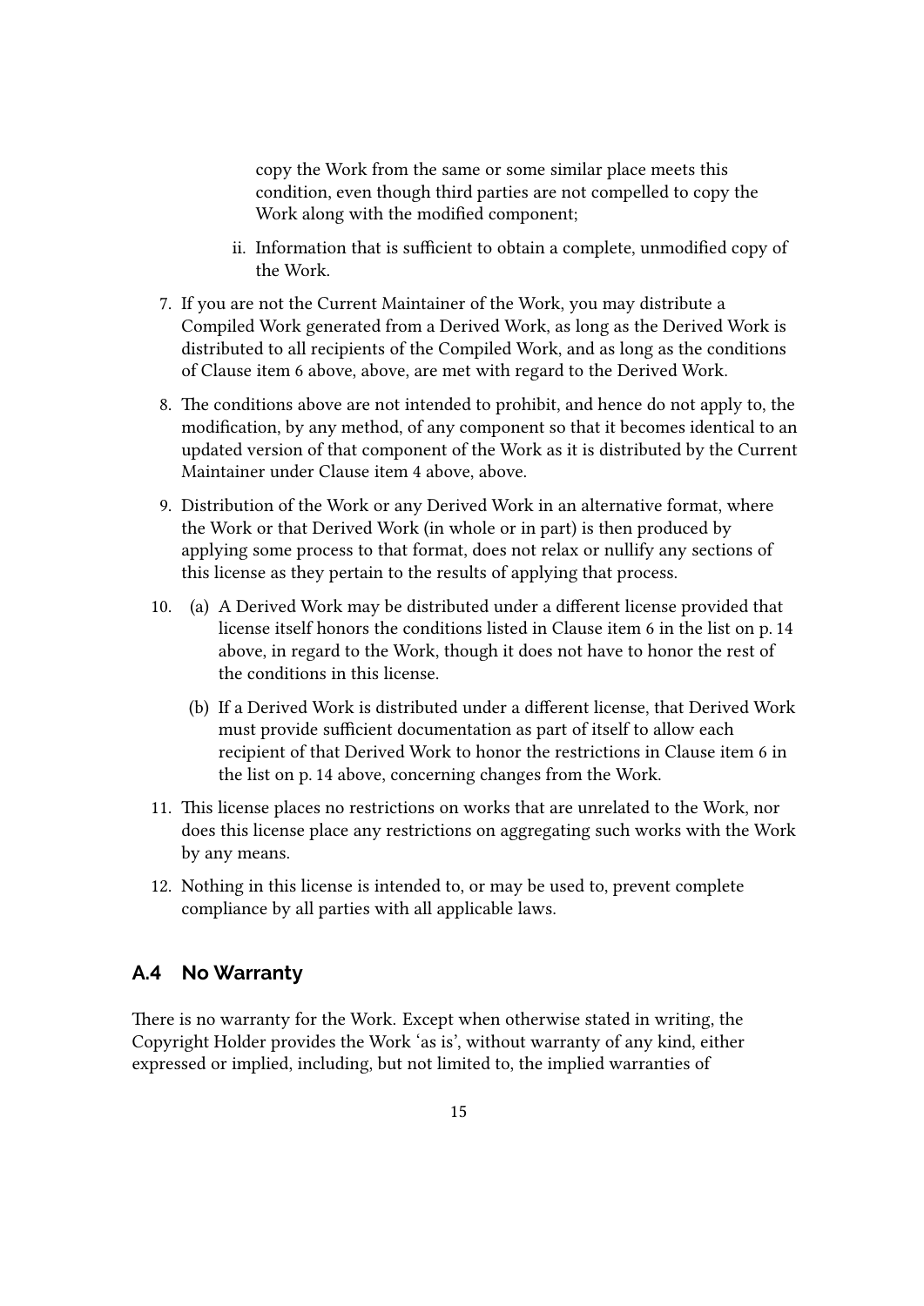copy the Work from the same or some similar place meets this condition, even though third parties are not compelled to copy the Work along with the modified component;

ii. Information that is sufficient to obtain a complete, unmodified copy of the Work.

7. If you are not the Current Maintainer of the Work, you may distribute a Compiled Work generated from a Derived Work, as long as the Derived Work is distributed to all recipients of the Compiled Work, and as long as the conditions of Clause item 6 above, above, are met with regard to the Derived Work.

8. The conditions above are not intended to prohibit, and hence do not apply to, the modification, by any method, of any component so that it becomes identical to an updated version of that component of the Work as it is distributed by the Current Maintainer under Clause item 4 above, above.

9. Distribution of the Work or any Derived Work in an alternative format, where the Work or that Derived Work (in whole or in part) is then produced by applying some process to that format, does not relax or nullify any sections of this license as they pertain to the results of applying that process.

10. (a) A Derived Work may be distributed under a different license provided that license itself honors the conditions listed in Clause item 6 in the list on p. 14 above, in regard to the Work, though it does not have to honor the rest of the conditions in this license.

    (b) If a Derived Work is distributed under a different license, that Derived Work must provide sufficient documentation as part of itself to allow each recipient of that Derived Work to honor the restrictions in Clause item 6 in the list on p. 14 above, concerning changes from the Work.

11. This license places no restrictions on works that are unrelated to the Work, nor does this license place any restrictions on aggregating such works with the Work by any means.

12. Nothing in this license is intended to, or may be used to, prevent complete compliance by all parties with all applicable laws.

## A.4 No Warranty

There is no warranty for the Work. Except when otherwise stated in writing, the Copyright Holder provides the Work 'as is', without warranty of any kind, either expressed or implied, including, but not limited to, the implied warranties of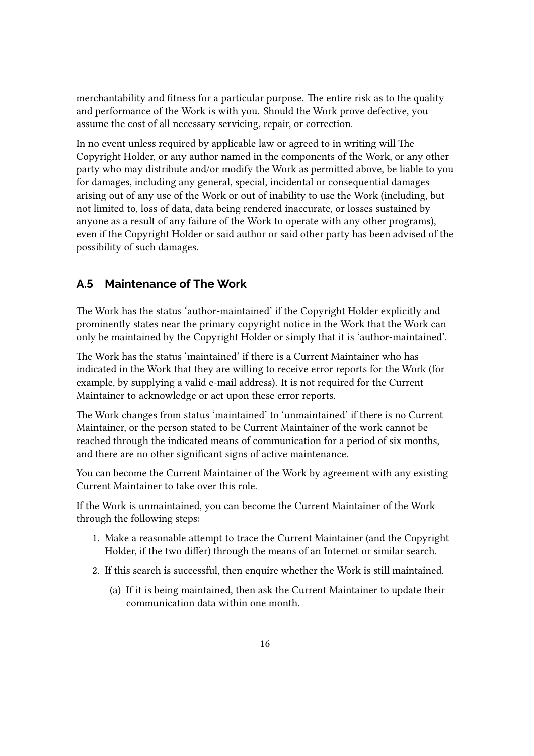merchantability and fitness for a particular purpose. The entire risk as to the quality and performance of the Work is with you. Should the Work prove defective, you assume the cost of all necessary servicing, repair, or correction.

In no event unless required by applicable law or agreed to in writing will The Copyright Holder, or any author named in the components of the Work, or any other party who may distribute and/or modify the Work as permitted above, be liable to you for damages, including any general, special, incidental or consequential damages arising out of any use of the Work or out of inability to use the Work (including, but not limited to, loss of data, data being rendered inaccurate, or losses sustained by anyone as a result of any failure of the Work to operate with any other programs), even if the Copyright Holder or said author or said other party has been advised of the possibility of such damages.

### A.5 Maintenance of The Work

The Work has the status 'author-maintained' if the Copyright Holder explicitly and prominently states near the primary copyright notice in the Work that the Work can only be maintained by the Copyright Holder or simply that it is 'author-maintained'.

The Work has the status 'maintained' if there is a Current Maintainer who has indicated in the Work that they are willing to receive error reports for the Work (for example, by supplying a valid e-mail address). It is not required for the Current Maintainer to acknowledge or act upon these error reports.

The Work changes from status 'maintained' to 'unmaintained' if there is no Current Maintainer, or the person stated to be Current Maintainer of the work cannot be reached through the indicated means of communication for a period of six months, and there are no other significant signs of active maintenance.

You can become the Current Maintainer of the Work by agreement with any existing Current Maintainer to take over this role.

If the Work is unmaintained, you can become the Current Maintainer of the Work through the following steps:

1. Make a reasonable attempt to trace the Current Maintainer (and the Copyright Holder, if the two differ) through the means of an Internet or similar search.
2. If this search is successful, then enquire whether the Work is still maintained.
   (a) If it is being maintained, then ask the Current Maintainer to update their communication data within one month.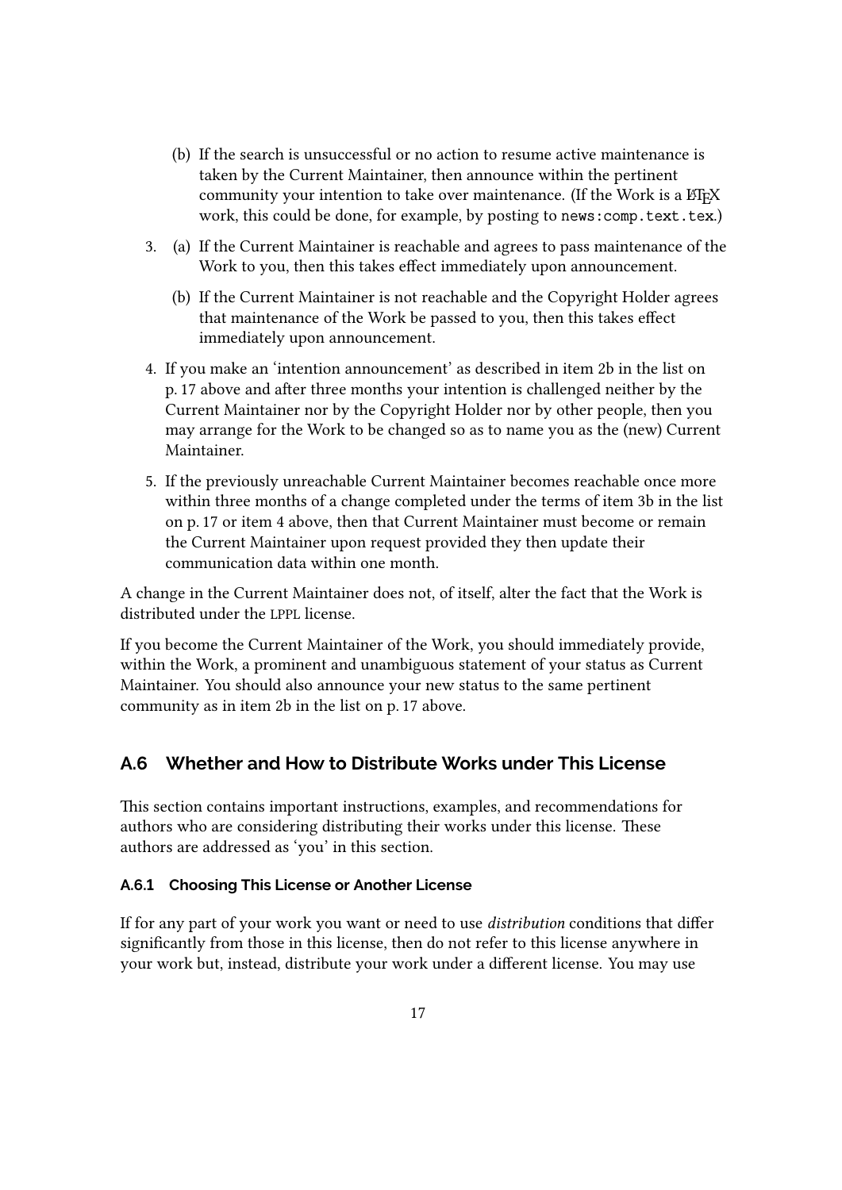(b) If the search is unsuccessful or no action to resume active maintenance is taken by the Current Maintainer, then announce within the pertinent community your intention to take over maintenance. (If the Work is a LaTeX work, this could be done, for example, by posting to `news:comp.text.tex`.)

3. (a) If the Current Maintainer is reachable and agrees to pass maintenance of the Work to you, then this takes effect immediately upon announcement.

   (b) If the Current Maintainer is not reachable and the Copyright Holder agrees that maintenance of the Work be passed to you, then this takes effect immediately upon announcement.

4. If you make an 'intention announcement' as described in item 2b in the list on p. 17 above and after three months your intention is challenged neither by the Current Maintainer nor by the Copyright Holder nor by other people, then you may arrange for the Work to be changed so as to name you as the (new) Current Maintainer.

5. If the previously unreachable Current Maintainer becomes reachable once more within three months of a change completed under the terms of item 3b in the list on p. 17 or item 4 above, then that Current Maintainer must become or remain the Current Maintainer upon request provided they then update their communication data within one month.

A change in the Current Maintainer does not, of itself, alter the fact that the Work is distributed under the LPPL license.

If you become the Current Maintainer of the Work, you should immediately provide, within the Work, a prominent and unambiguous statement of your status as Current Maintainer. You should also announce your new status to the same pertinent community as in item 2b in the list on p. 17 above.

## A.6 Whether and How to Distribute Works under This License

This section contains important instructions, examples, and recommendations for authors who are considering distributing their works under this license. These authors are addressed as 'you' in this section.

### A.6.1 Choosing This License or Another License

If for any part of your work you want or need to use *distribution* conditions that differ significantly from those in this license, then do not refer to this license anywhere in your work but, instead, distribute your work under a different license. You may use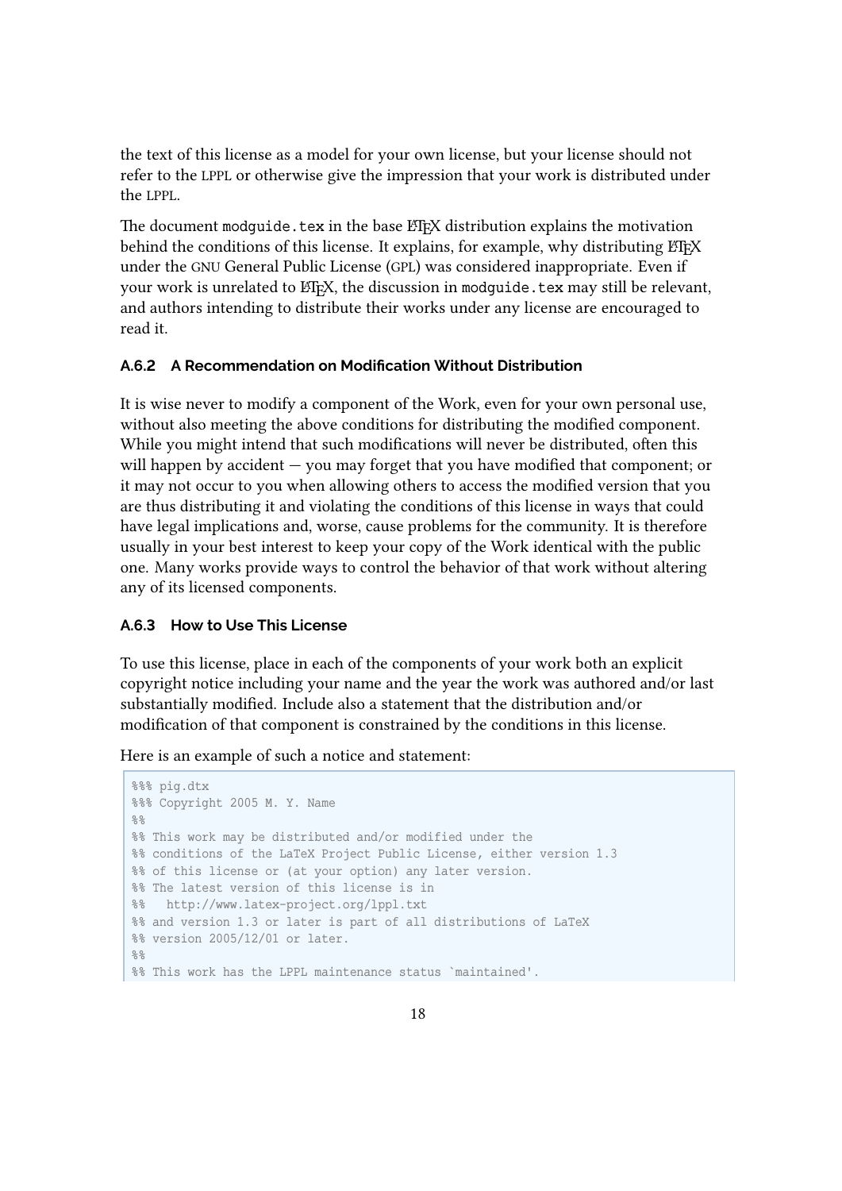the text of this license as a model for your own license, but your license should not refer to the LPPL or otherwise give the impression that your work is distributed under the LPPL.

The document `modguide.tex` in the base LaTeX distribution explains the motivation behind the conditions of this license. It explains, for example, why distributing LaTeX under the GNU General Public License (GPL) was considered inappropriate. Even if your work is unrelated to LaTeX, the discussion in `modguide.tex` may still be relevant, and authors intending to distribute their works under any license are encouraged to read it.

### A.6.2 A Recommendation on Modification Without Distribution

It is wise never to modify a component of the Work, even for your own personal use, without also meeting the above conditions for distributing the modified component. While you might intend that such modifications will never be distributed, often this will happen by accident — you may forget that you have modified that component; or it may not occur to you when allowing others to access the modified version that you are thus distributing it and violating the conditions of this license in ways that could have legal implications and, worse, cause problems for the community. It is therefore usually in your best interest to keep your copy of the Work identical with the public one. Many works provide ways to control the behavior of that work without altering any of its licensed components.

### A.6.3 How to Use This License

To use this license, place in each of the components of your work both an explicit copyright notice including your name and the year the work was authored and/or last substantially modified. Include also a statement that the distribution and/or modification of that component is constrained by the conditions in this license.

Here is an example of such a notice and statement:

```
%%% pig.dtx
%%% Copyright 2005 M. Y. Name
%%
%% This work may be distributed and/or modified under the
%% conditions of the LaTeX Project Public License, either version 1.3
%% of this license or (at your option) any later version.
%% The latest version of this license is in
%%   http://www.latex-project.org/lppl.txt
%% and version 1.3 or later is part of all distributions of LaTeX
%% version 2005/12/01 or later.
%%
%% This work has the LPPL maintenance status `maintained'.
```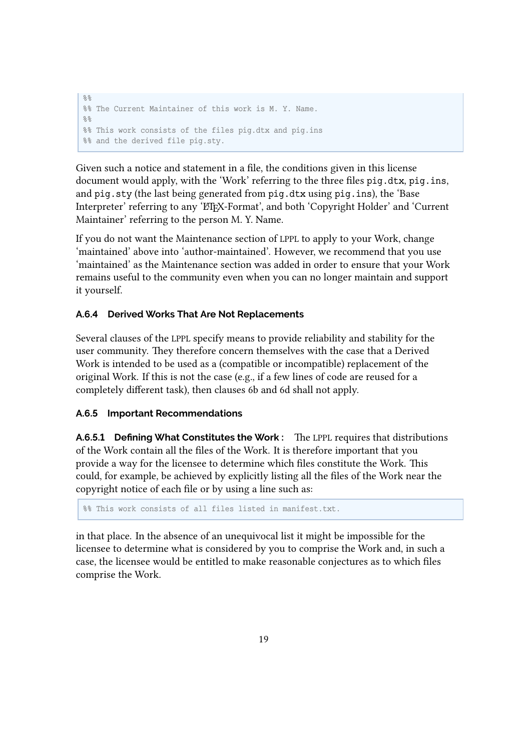```
%%
%% The Current Maintainer of this work is M. Y. Name.
%%
%% This work consists of the files pig.dtx and pig.ins
%% and the derived file pig.sty.
```

Given such a notice and statement in a file, the conditions given in this license document would apply, with the 'Work' referring to the three files `pig.dtx`, `pig.ins`, and `pig.sty` (the last being generated from `pig.dtx` using `pig.ins`), the 'Base Interpreter' referring to any 'LaTeX-Format', and both 'Copyright Holder' and 'Current Maintainer' referring to the person M. Y. Name.

If you do not want the Maintenance section of LPPL to apply to your Work, change 'maintained' above into 'author-maintained'. However, we recommend that you use 'maintained' as the Maintenance section was added in order to ensure that your Work remains useful to the community even when you can no longer maintain and support it yourself.

### A.6.4 Derived Works That Are Not Replacements

Several clauses of the LPPL specify means to provide reliability and stability for the user community. They therefore concern themselves with the case that a Derived Work is intended to be used as a (compatible or incompatible) replacement of the original Work. If this is not the case (e.g., if a few lines of code are reused for a completely different task), then clauses 6b and 6d shall not apply.

### A.6.5 Important Recommendations

**A.6.5.1 Defining What Constitutes the Work :** The LPPL requires that distributions of the Work contain all the files of the Work. It is therefore important that you provide a way for the licensee to determine which files constitute the Work. This could, for example, be achieved by explicitly listing all the files of the Work near the copyright notice of each file or by using a line such as:

```
%% This work consists of all files listed in manifest.txt.
```

in that place. In the absence of an unequivocal list it might be impossible for the licensee to determine what is considered by you to comprise the Work and, in such a case, the licensee would be entitled to make reasonable conjectures as to which files comprise the Work.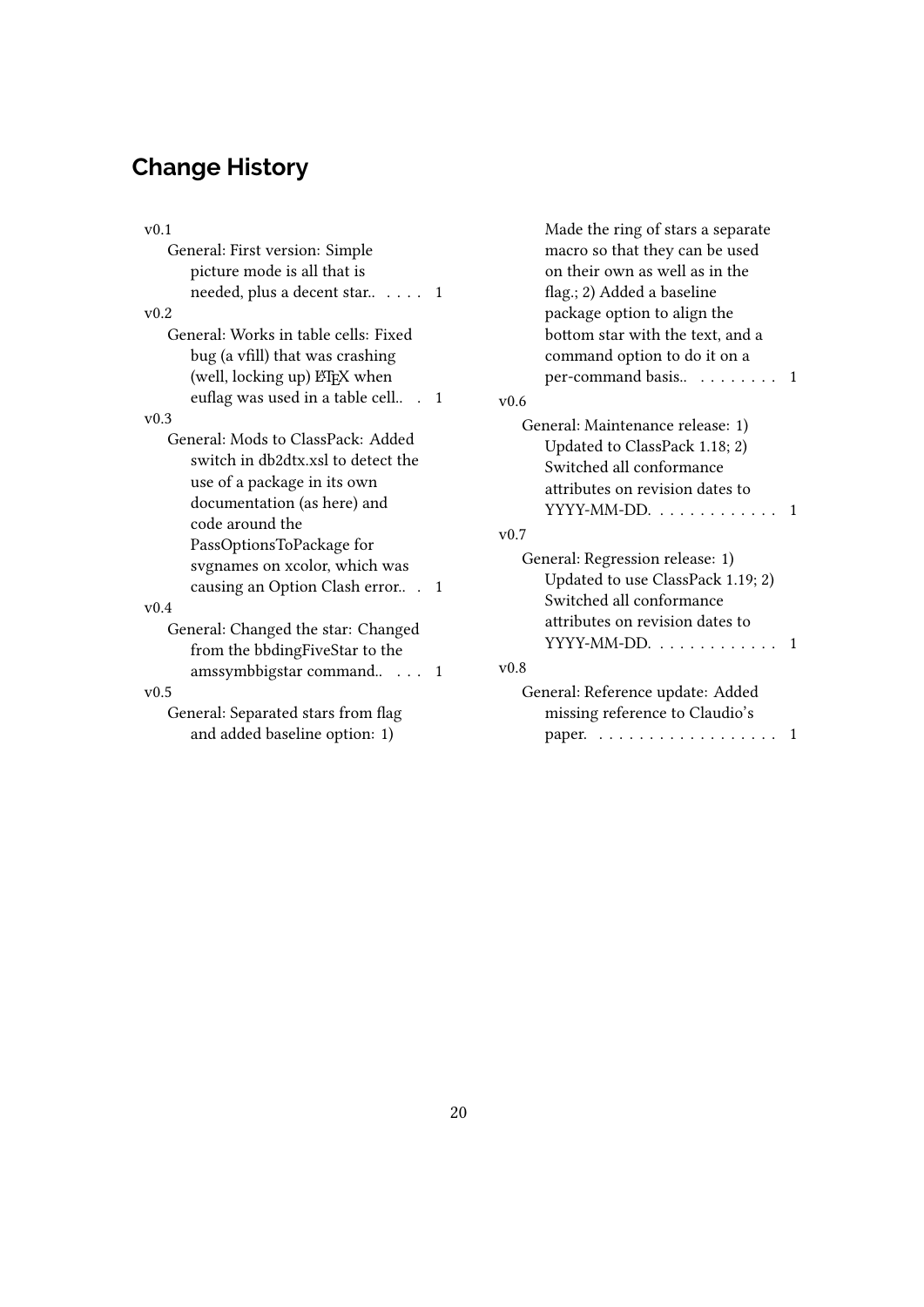## Change History

v0.1

General: First version: Simple picture mode is all that is needed, plus a decent star.. . . . . 1

v0.2

General: Works in table cells: Fixed bug (a vfill) that was crashing (well, locking up) LaTeX when euflag was used in a table cell.. . 1

v0.3

General: Mods to ClassPack: Added switch in db2dtx.xsl to detect the use of a package in its own documentation (as here) and code around the PassOptionsToPackage for svgnames on xcolor, which was causing an Option Clash error.. . 1

v0.4

General: Changed the star: Changed from the bbdingFiveStar to the amssymbbigstar command.. . . . 1

v0.5

General: Separated stars from flag and added baseline option: 1) Made the ring of stars a separate macro so that they can be used on their own as well as in the flag.; 2) Added a baseline package option to align the bottom star with the text, and a command option to do it on a per-command basis.. . . . . . . . . 1

v0.6

General: Maintenance release: 1) Updated to ClassPack 1.18; 2) Switched all conformance attributes on revision dates to YYYY-MM-DD. . . . . . . . . . . . . 1

v0.7

General: Regression release: 1) Updated to use ClassPack 1.19; 2) Switched all conformance attributes on revision dates to YYYY-MM-DD. . . . . . . . . . . . . 1

v0.8

General: Reference update: Added missing reference to Claudio's paper. . . . . . . . . . . . . . . . . . . 1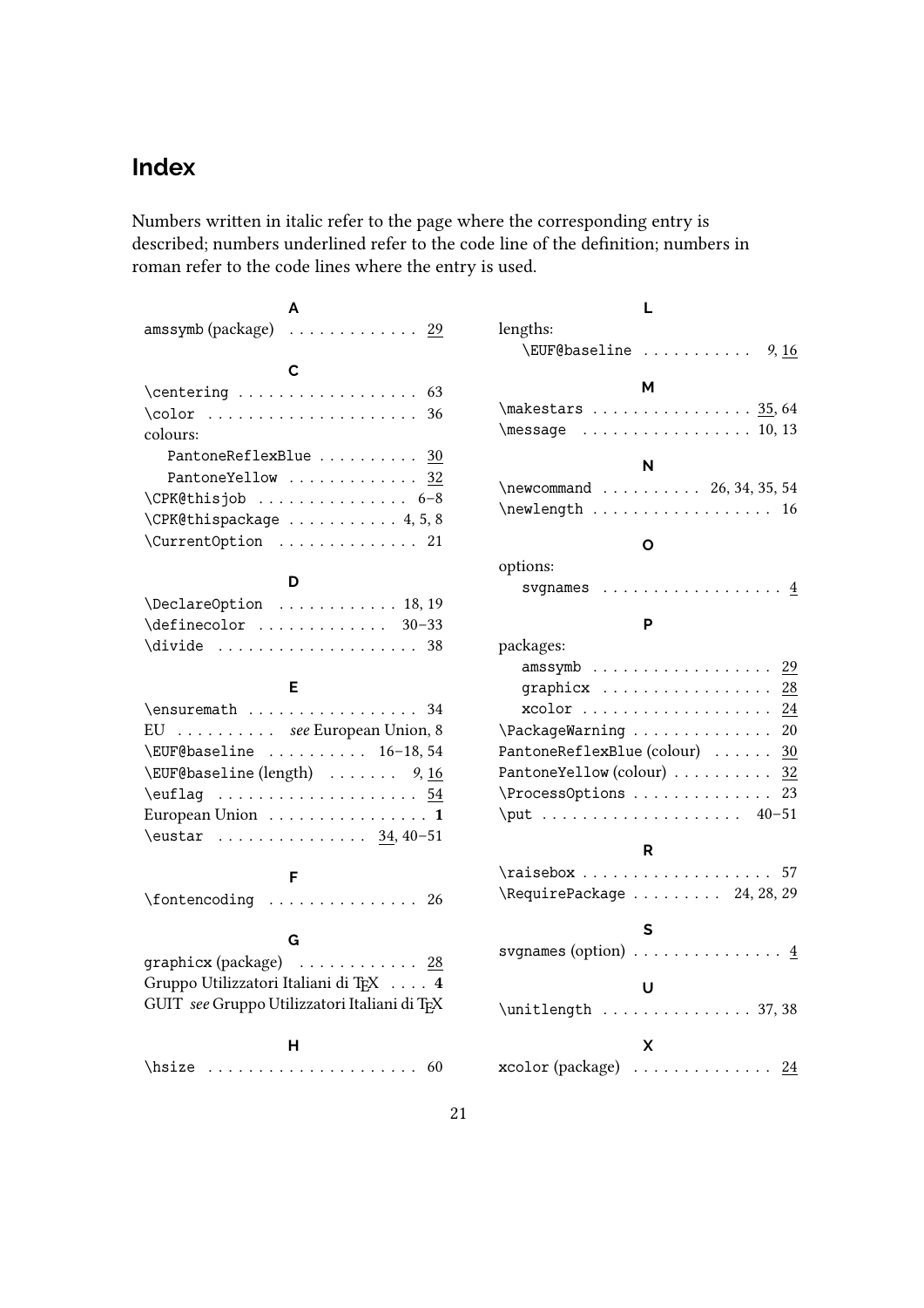## Index

Numbers written in italic refer to the page where the corresponding entry is described; numbers underlined refer to the code line of the definition; numbers in roman refer to the code lines where the entry is used.

**A**

`amssymb` (package) . . . . . . . . . . . . . 29

**C**

`\centering` . . . . . . . . . . . . . . . . . . 63
`\color` . . . . . . . . . . . . . . . . . . . . 36
colours:
  `PantoneReflexBlue` . . . . . . . . . . 30
  `PantoneYellow` . . . . . . . . . . . . . 32
`\CPK@thisjob` . . . . . . . . . . . . . . . 6–8
`\CPK@thispackage` . . . . . . . . . . . 4, 5, 8
`\CurrentOption` . . . . . . . . . . . . . . 21

**D**

`\DeclareOption` . . . . . . . . . . . . 18, 19
`\definecolor` . . . . . . . . . . . . . 30–33
`\divide` . . . . . . . . . . . . . . . . . . . 38

**E**

`\ensuremath` . . . . . . . . . . . . . . . . . 34
EU . . . . . . . . . . *see* European Union, 8
`\EUF@baseline` . . . . . . . . . . 16–18, 54
`\EUF@baseline` (length) . . . . . . . *9*, 16
`\euflag` . . . . . . . . . . . . . . . . . . . 54
European Union . . . . . . . . . . . . . . . . **1**
`\eustar` . . . . . . . . . . . . . . . 34, 40–51

**F**

`\fontencoding` . . . . . . . . . . . . . . . 26

**G**

`graphicx` (package) . . . . . . . . . . . . 28
Gruppo Utilizzatori Italiani di TEX . . . . **4**
GUIT *see* Gruppo Utilizzatori Italiani di TEX

**H**

`\hsize` . . . . . . . . . . . . . . . . . . . . 60

**L**

lengths:
  `\EUF@baseline` . . . . . . . . . . . *9*, 16

**M**

`\makestars` . . . . . . . . . . . . . . . 35, 64
`\message` . . . . . . . . . . . . . . . . 10, 13

**N**

`\newcommand` . . . . . . . . . . 26, 34, 35, 54
`\newlength` . . . . . . . . . . . . . . . . . . 16

**O**

options:
  `svgnames` . . . . . . . . . . . . . . . . . . 4

**P**

packages:
  `amssymb` . . . . . . . . . . . . . . . . . . 29
  `graphicx` . . . . . . . . . . . . . . . . . 28
  `xcolor` . . . . . . . . . . . . . . . . . . . 24
`\PackageWarning` . . . . . . . . . . . . . . 20
`PantoneReflexBlue` (colour) . . . . . . 30
`PantoneYellow` (colour) . . . . . . . . . . 32
`\ProcessOptions` . . . . . . . . . . . . . . 23
`\put` . . . . . . . . . . . . . . . . . . . . 40–51

**R**

`\raisebox` . . . . . . . . . . . . . . . . . . . 57
`\RequirePackage` . . . . . . . . . 24, 28, 29

**S**

`svgnames` (option) . . . . . . . . . . . . . . 4

**U**

`\unitlength` . . . . . . . . . . . . . . . 37, 38

**X**

`xcolor` (package) . . . . . . . . . . . . . . 24